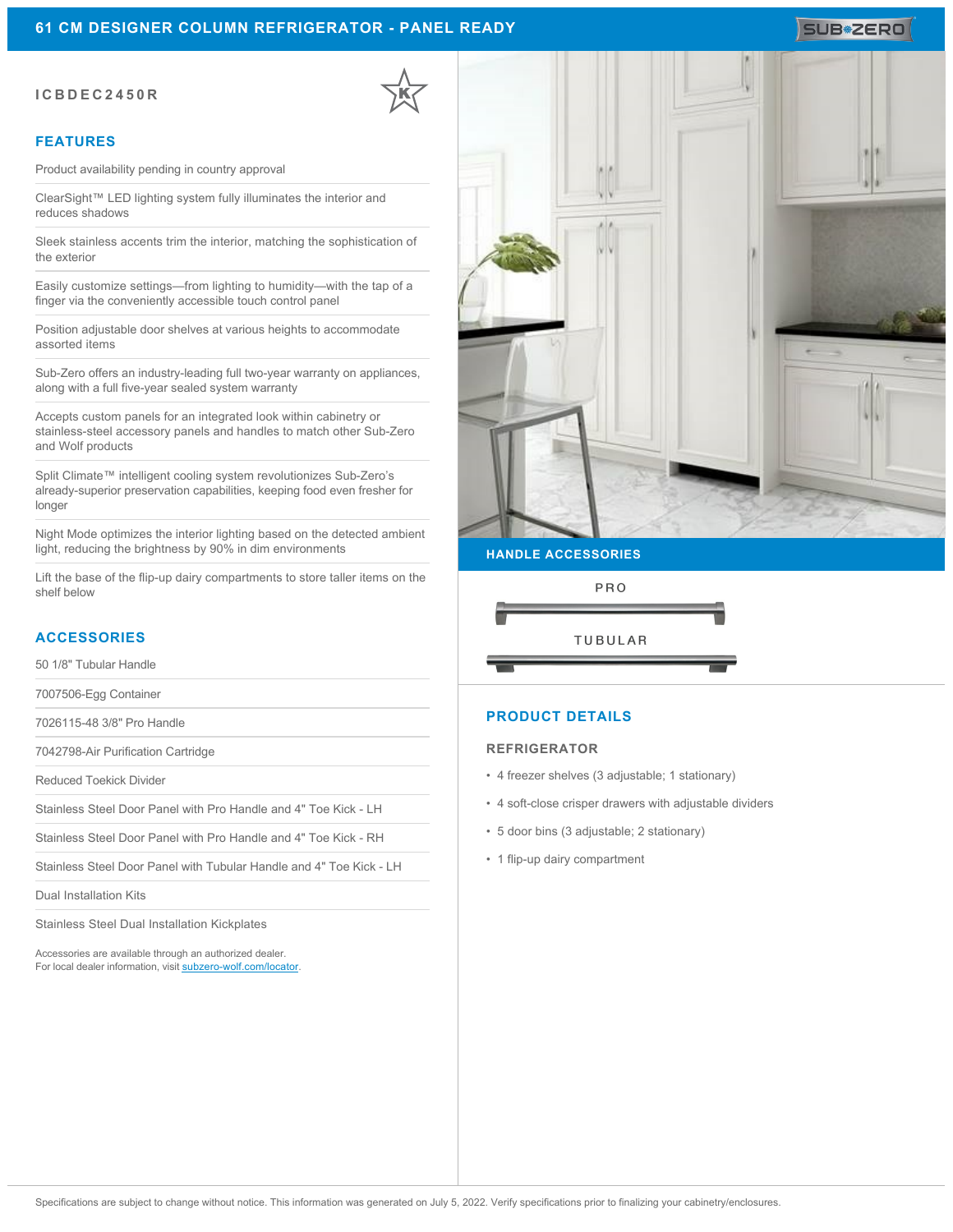# 61 CM DESIGNER COLUMN REFRIGERATOR - PANEL READY

SUB-ZERO

**ICBDEC2450R**

## FEATURES

- Product availability pending in country approval
- ClearSight™ LED lighting system fully illuminates the interior and reduces shadows
- Sleek stainless accents trim the interior, matching the sophistication of the exterior
- Easily customize settings—from lighting to humidity—with the tap of a finger via the conveniently accessible touch control panel
- Position adjustable door shelves at various heights to accommodate assorted items
- Sub-Zero offers an industry-leading full two-year warranty on appliances, along with a full five-year sealed system warranty
- Accepts custom panels for an integrated look within cabinetry or stainless-steel accessory panels and handles to match other Sub-Zero and Wolf products
- Split Climate™ intelligent cooling system revolutionizes Sub-Zero's already-superior preservation capabilities, keeping food even fresher for longer
- Night Mode optimizes the interior lighting based on the detected ambient light, reducing the brightness by 90% in dim environments
- Lift the base of the flip-up dairy compartments to store taller items on the shelf below

## ACCESSORIES

- 50 1/8" Tubular Handle
- 7007506-Egg Container
- 7026115-48 3/8" Pro Handle
- 7042798-Air Purification Cartridge
- Reduced Toekick Divider
- Stainless Steel Door Panel with Pro Handle and 4" Toe Kick - LH
- Stainless Steel Door Panel with Pro Handle and 4" Toe Kick - RH
- Stainless Steel Door Panel with Tubular Handle and 4" Toe Kick - LH
- Dual Installation Kits
- Stainless Steel Dual Installation Kickplates

Accessories are available through an authorized dealer.
For local dealer information, visit subzero-wolf.com/locator.

## HANDLE ACCESSORIES

PRO

TUBULAR

## PRODUCT DETAILS

### REFRIGERATOR

- 4 freezer shelves (3 adjustable; 1 stationary)
- 4 soft-close crisper drawers with adjustable dividers
- 5 door bins (3 adjustable; 2 stationary)
- 1 flip-up dairy compartment

Specifications are subject to change without notice. This information was generated on July 5, 2022. Verify specifications prior to finalizing your cabinetry/enclosures.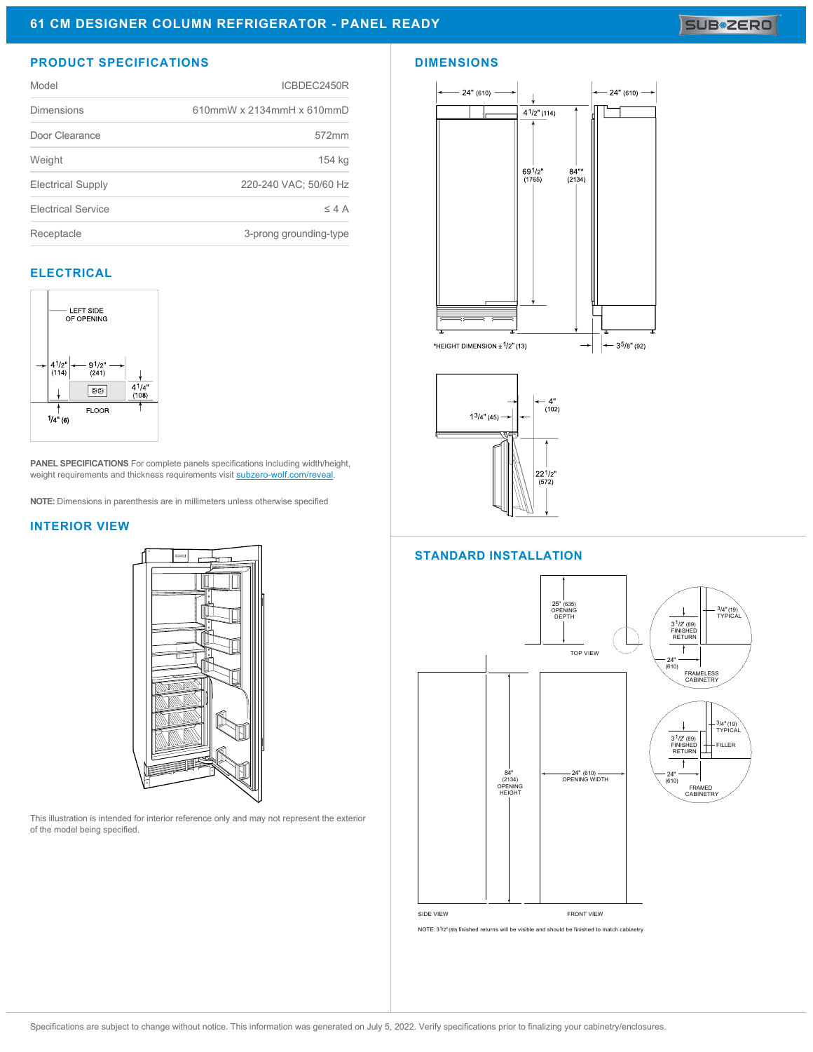# 61 CM DESIGNER COLUMN REFRIGERATOR - PANEL READY

## PRODUCT SPECIFICATIONS

| | |
|---|---|
| Model | ICBDEC2450R |
| Dimensions | 610mmW x 2134mmH x 610mmD |
| Door Clearance | 572mm |
| Weight | 154 kg |
| Electrical Supply | 220-240 VAC; 50/60 Hz |
| Electrical Service | ≤ 4 A |
| Receptacle | 3-prong grounding-type |

## ELECTRICAL

LEFT SIDE OF OPENING

4 1/2" (114)

9 1/2" (241)

4 1/4" (108)

FLOOR

1/4" (6)

**PANEL SPECIFICATIONS** For complete panels specifications including width/height, weight requirements and thickness requirements visit subzero-wolf.com/reveal.

**NOTE:** Dimensions in parenthesis are in millimeters unless otherwise specified

## INTERIOR VIEW

This illustration is intended for interior reference only and may not represent the exterior of the model being specified.

## DIMENSIONS

24" (610)

24" (610)

4 1/2" (114)

69 1/2" (1765)

84"* (2134)

*HEIGHT DIMENSION ± 1/2" (13)

3 5/8" (92)

4" (102)

1 3/4" (45)

22 1/2" (572)

## STANDARD INSTALLATION

25" (635) OPENING DEPTH

TOP VIEW

3/4" (19) TYPICAL

3 1/2" (89) FINISHED RETURN

24" (610)

FRAMELESS CABINETRY

3/4" (19) TYPICAL

3 1/2" (89) FINISHED RETURN

FILLER

24" (610)

FRAMED CABINETRY

84" (2134) OPENING HEIGHT

24" (610) OPENING WIDTH

SIDE VIEW

FRONT VIEW

NOTE: 3 1/2" (89) finished returns will be visible and should be finished to match cabinetry

Specifications are subject to change without notice. This information was generated on July 5, 2022. Verify specifications prior to finalizing your cabinetry/enclosures.